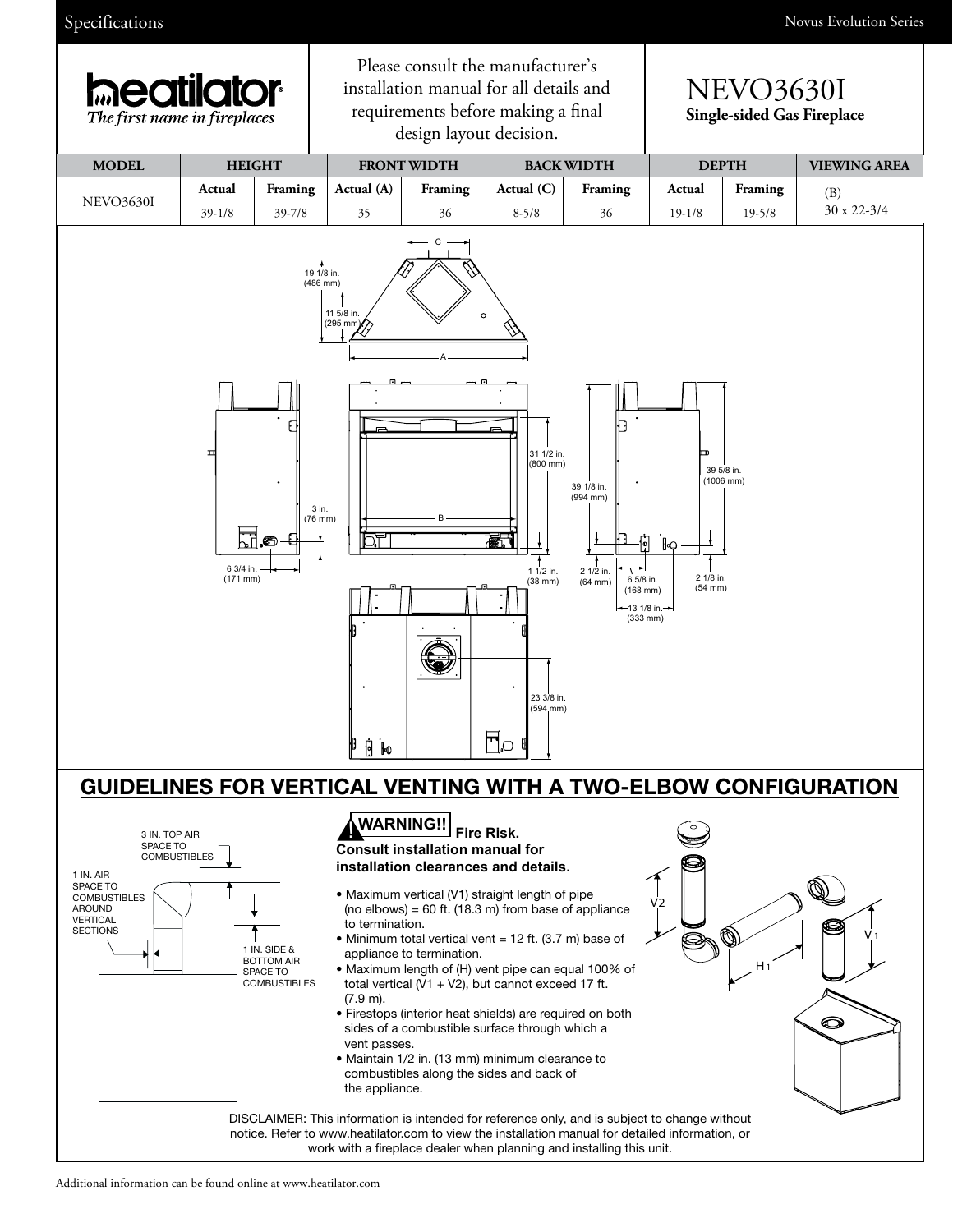Please consult the manufacturer's installation manual for all details and requirements before making a final design layout decision.

# NEVO3630I

**Single-sided Gas Fireplace**

| MODEL | HEIGHT | | FRONT WIDTH | | BACK WIDTH | | DEPTH | | VIEWING AREA |
|---|---|---|---|---|---|---|---|---|---|
| | Actual | Framing | Actual (A) | Framing | Actual (C) | Framing | Actual | Framing | (B) |
| NEVO3630I | 39-1/8 | 39-7/8 | 35 | 36 | 8-5/8 | 36 | 19-1/8 | 19-5/8 | 30 x 22-3/4 |

19 1/8 in. (486 mm)
11 5/8 in. (295 mm)
C
A
B
31 1/2 in. (800 mm)
39 1/8 in. (994 mm)
39 5/8 in. (1006 mm)
3 in. (76 mm)
6 3/4 in. (171 mm)
1 1/2 in. (38 mm)
2 1/2 in. (64 mm)
6 5/8 in. (168 mm)
2 1/8 in. (54 mm)
13 1/8 in. (333 mm)
23 3/8 in. (594 mm)

## GUIDELINES FOR VERTICAL VENTING WITH A TWO-ELBOW CONFIGURATION

3 IN. TOP AIR SPACE TO COMBUSTIBLES
1 IN. AIR SPACE TO COMBUSTIBLES AROUND VERTICAL SECTIONS
1 IN. SIDE & BOTTOM AIR SPACE TO COMBUSTIBLES

**WARNING!! Fire Risk.**
**Consult installation manual for installation clearances and details.**

- Maximum vertical (V1) straight length of pipe (no elbows) = 60 ft. (18.3 m) from base of appliance to termination.
- Minimum total vertical vent = 12 ft. (3.7 m) base of appliance to termination.
- Maximum length of (H) vent pipe can equal 100% of total vertical (V1 + V2), but cannot exceed 17 ft. (7.9 m).
- Firestops (interior heat shields) are required on both sides of a combustible surface through which a vent passes.
- Maintain 1/2 in. (13 mm) minimum clearance to combustibles along the sides and back of the appliance.

V2
H1
V1

DISCLAIMER: This information is intended for reference only, and is subject to change without notice. Refer to www.heatilator.com to view the installation manual for detailed information, or work with a fireplace dealer when planning and installing this unit.

Additional information can be found online at www.heatilator.com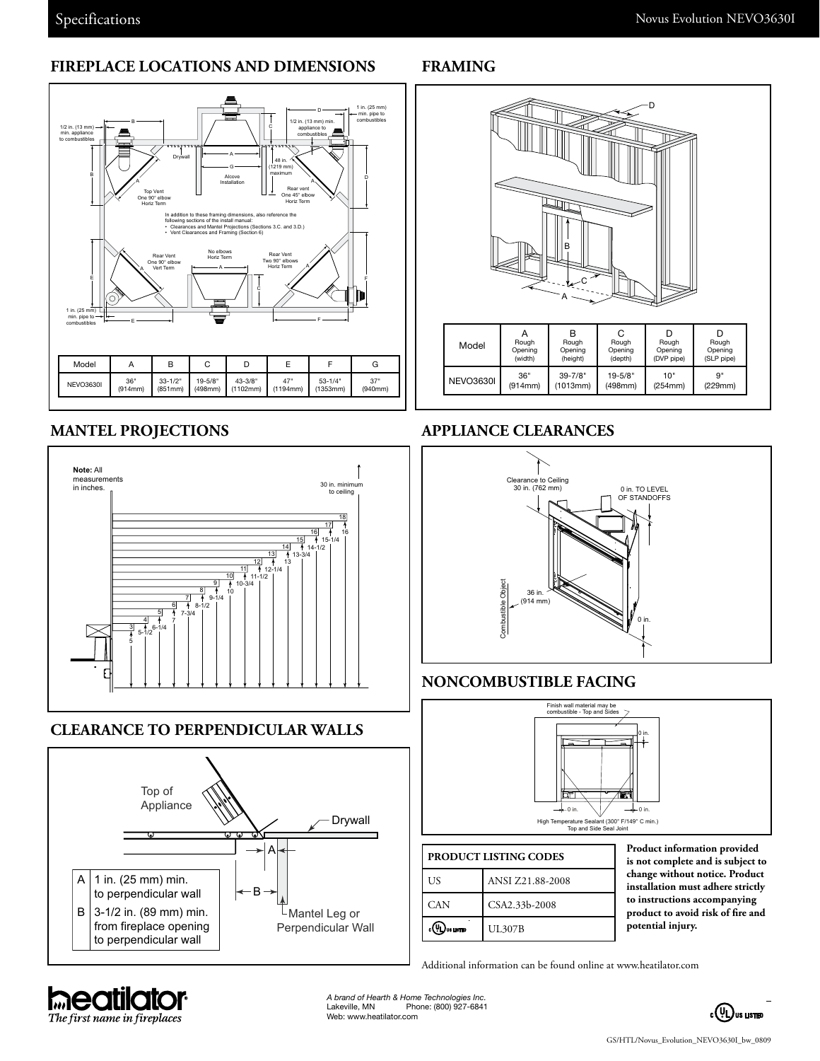## FIREPLACE LOCATIONS AND DIMENSIONS

1/2 in. (13 mm) min. appliance to combustibles

1 in. (25 mm) min. pipe to combustibles

1/2 in. (13 mm) min. appliance to combustibles

Drywall

48 in. (1219 mm) maximum

Alcove Installation

Top Vent One 90° elbow Horiz Term

Rear vent One 45° elbow Horiz Term

In addition to these framing dimensions, also reference the following sections of the install manual:
- Clearances and Mantel Projections (Sections 3.C. and 3.D.)
- Vent Clearances and Framing (Section 6)

Rear Vent One 90° elbow Vert Term

No elbows Horiz Term

Rear Vent Two 90° elbows Horiz Term

1 in. (25 mm) min. pipe to combustibles

| Model | A | B | C | D | E | F | G |
|---|---|---|---|---|---|---|---|
| NEVO3630I | 36" (914mm) | 33-1/2" (851mm) | 19-5/8" (498mm) | 43-3/8" (1102mm) | 47" (1194mm) | 53-1/4" (1353mm) | 37" (940mm) |

## FRAMING

| Model | A Rough Opening (width) | B Rough Opening (height) | C Rough Opening (depth) | D Rough Opening (DVP pipe) | D Rough Opening (SLP pipe) |
|---|---|---|---|---|---|
| NEVO3630I | 36" (914mm) | 39-7/8" (1013mm) | 19-5/8" (498mm) | 10" (254mm) | 9" (229mm) |

## MANTEL PROJECTIONS

**Note:** All measurements in inches.

30 in. minimum to ceiling

18
17
16 16
15 15-1/4
14 14-1/2
13 13-3/4
12 13
11 12-1/4
10 11-1/2
9 10-3/4
8 10
7 9-1/4
6 8-1/2
5 7-3/4
4 7
3 6-1/4
5-1/2
5

## APPLIANCE CLEARANCES

Clearance to Ceiling 30 in. (762 mm)

0 in. TO LEVEL OF STANDOFFS

Combustible Object

36 in. (914 mm)

0 in.

## CLEARANCE TO PERPENDICULAR WALLS

Top of Appliance

Drywall

Mantel Leg or Perpendicular Wall

| | |
|---|---|
| A | 1 in. (25 mm) min. to perpendicular wall |
| B | 3-1/2 in. (89 mm) min. from fireplace opening to perpendicular wall |

## NONCOMBUSTIBLE FACING

Finish wall material may be combustible - Top and Sides

0 in.

0 in. 0 in.

High Temperature Sealant (300° F/149° C min.) Top and Side Seal Joint

| PRODUCT LISTING CODES | |
|---|---|
| US | ANSI Z21.88-2008 |
| CAN | CSA2.33b-2008 |
| c UL us LISTED | UL307B |

**Product information provided is not complete and is subject to change without notice. Product installation must adhere strictly to instructions accompanying product to avoid risk of fire and potential injury.**

Additional information can be found online at www.heatilator.com

heatilator
*The first name in fireplaces*

*A brand of Hearth & Home Technologies Inc.*
Lakeville, MN Phone: (800) 927-6841
Web: www.heatilator.com

GS/HTL/Novus_Evolution_NEVO3630I_bw_0809